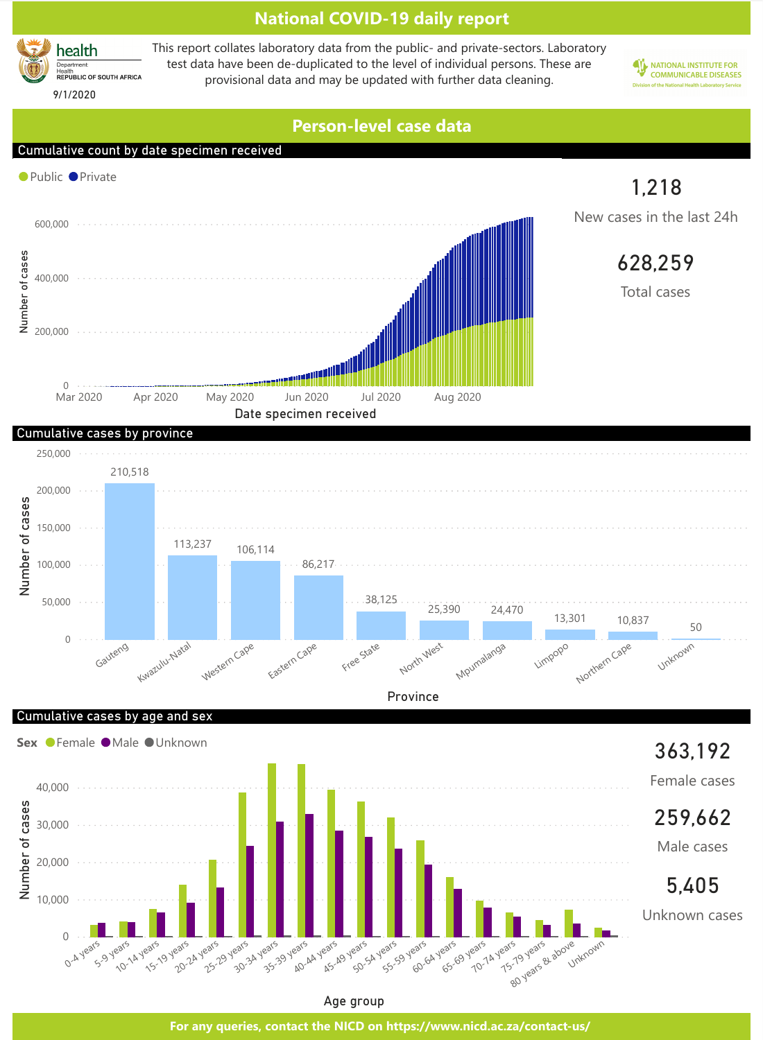# National COVID-19 daily report

health
Department: Health
REPUBLIC OF SOUTH AFRICA

9/1/2020

This report collates laboratory data from the public- and private-sectors. Laboratory test data have been de-duplicated to the level of individual persons. These are provisional data and may be updated with further data cleaning.

NATIONAL INSTITUTE FOR COMMUNICABLE DISEASES
Division of the National Health Laboratory Service

## Person-level case data

### Cumulative count by date specimen received

Public, Private

**1,218**
New cases in the last 24h

**628,259**
Total cases

### Cumulative cases by province

| Province | Number of cases |
|---|---|
| Gauteng | 210,518 |
| Kwazulu-Natal | 113,237 |
| Western Cape | 106,114 |
| Eastern Cape | 86,217 |
| Free State | 38,125 |
| North West | 25,390 |
| Mpumalanga | 24,470 |
| Limpopo | 13,301 |
| Northern Cape | 10,837 |
| Unknown | 50 |

### Cumulative cases by age and sex

Sex: Female, Male, Unknown

**363,192**
Female cases

**259,662**
Male cases

**5,405**
Unknown cases

For any queries, contact the NICD on https://www.nicd.ac.za/contact-us/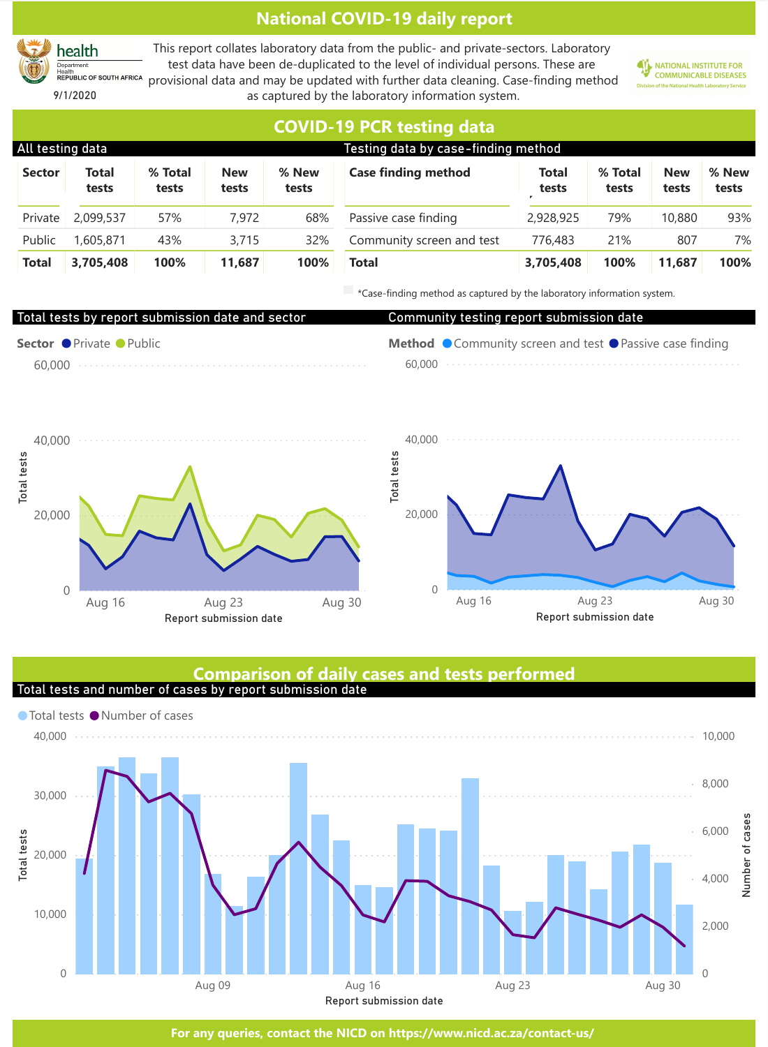# National COVID-19 daily report

health
Department: Health
REPUBLIC OF SOUTH AFRICA

9/1/2020

This report collates laboratory data from the public- and private-sectors. Laboratory test data have been de-duplicated to the level of individual persons. These are provisional data and may be updated with further data cleaning. Case-finding method as captured by the laboratory information system.

NATIONAL INSTITUTE FOR COMMUNICABLE DISEASES
Division of the National Health Laboratory Service

## COVID-19 PCR testing data

### All testing data

| Sector | Total tests | % Total tests | New tests | % New tests |
|---|---|---|---|---|
| Private | 2,099,537 | 57% | 7,972 | 68% |
| Public | 1,605,871 | 43% | 3,715 | 32% |
| **Total** | **3,705,408** | **100%** | **11,687** | **100%** |

### Testing data by case-finding method

| Case finding method | Total tests | % Total tests | New tests | % New tests |
|---|---|---|---|---|
| Passive case finding | 2,928,925 | 79% | 10,880 | 93% |
| Community screen and test | 776,483 | 21% | 807 | 7% |
| **Total** | **3,705,408** | **100%** | **11,687** | **100%** |

*Case-finding method as captured by the laboratory information system.

### Total tests by report submission date and sector

Sector ● Private ● Public

Total tests

60,000
40,000
20,000
0

Aug 16
Aug 23
Aug 30

Report submission date

### Community testing report submission date

Method ● Community screen and test ● Passive case finding

Total tests

60,000
40,000
20,000
0

Aug 16
Aug 23
Aug 30

Report submission date

## Comparison of daily cases and tests performed

### Total tests and number of cases by report submission date

● Total tests ● Number of cases

Total tests

40,000
30,000
20,000
10,000
0

Number of cases

10,000
8,000
6,000
4,000
2,000
0

Aug 09
Aug 16
Aug 23
Aug 30

Report submission date

For any queries, contact the NICD on https://www.nicd.ac.za/contact-us/